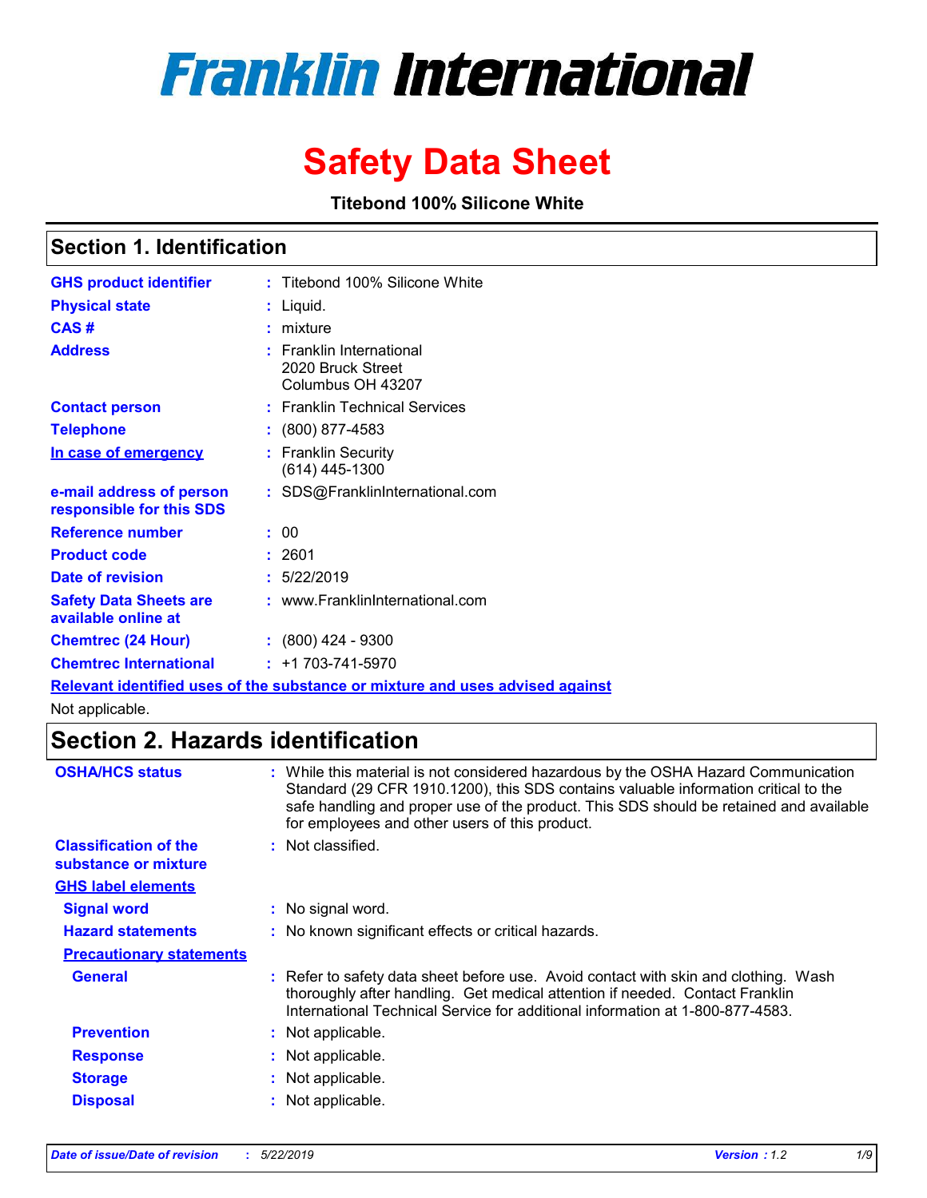# Franklin International

# Safety Data Sheet

**Titebond 100% Silicone White**

## Section 1. Identification

| | | |
|---|---|---|
| **GHS product identifier** | : | Titebond 100% Silicone White |
| **Physical state** | : | Liquid. |
| **CAS #** | : | mixture |
| **Address** | : | Franklin International<br>2020 Bruck Street<br>Columbus OH 43207 |
| **Contact person** | : | Franklin Technical Services |
| **Telephone** | : | (800) 877-4583 |
| **In case of emergency** | : | Franklin Security<br>(614) 445-1300 |
| **e-mail address of person responsible for this SDS** | : | SDS@FranklinInternational.com |
| **Reference number** | : | 00 |
| **Product code** | : | 2601 |
| **Date of revision** | : | 5/22/2019 |
| **Safety Data Sheets are available online at** | : | www.FranklinInternational.com |
| **Chemtrec (24 Hour)** | : | (800) 424 - 9300 |
| **Chemtrec International** | : | +1 703-741-5970 |

**Relevant identified uses of the substance or mixture and uses advised against**

Not applicable.

## Section 2. Hazards identification

**OSHA/HCS status** : While this material is not considered hazardous by the OSHA Hazard Communication Standard (29 CFR 1910.1200), this SDS contains valuable information critical to the safe handling and proper use of the product. This SDS should be retained and available for employees and other users of this product.

**Classification of the substance or mixture** : Not classified.

**GHS label elements**

**Signal word** : No signal word.

**Hazard statements** : No known significant effects or critical hazards.

**Precautionary statements**

**General** : Refer to safety data sheet before use. Avoid contact with skin and clothing. Wash thoroughly after handling. Get medical attention if needed. Contact Franklin International Technical Service for additional information at 1-800-877-4583.

**Prevention** : Not applicable.

**Response** : Not applicable.

**Storage** : Not applicable.

**Disposal** : Not applicable.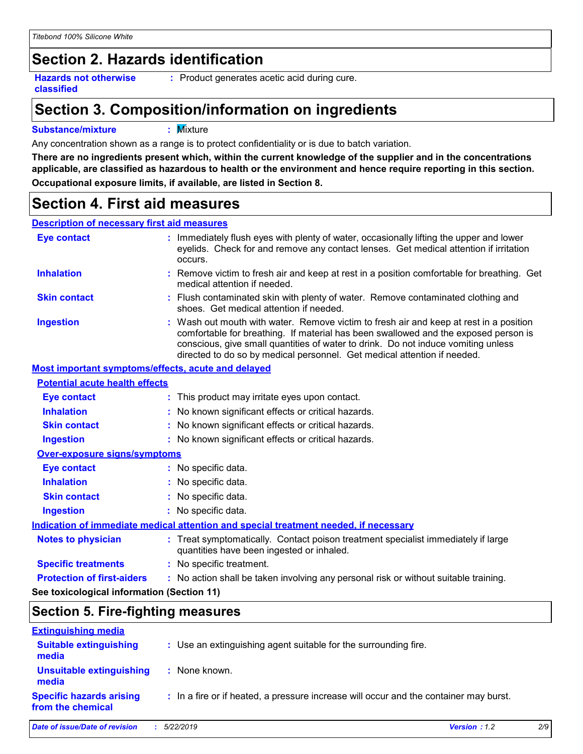## Section 2. Hazards identification

**Hazards not otherwise classified** : Product generates acetic acid during cure.

## Section 3. Composition/information on ingredients

**Substance/mixture** : Mixture

Any concentration shown as a range is to protect confidentiality or is due to batch variation.

**There are no ingredients present which, within the current knowledge of the supplier and in the concentrations applicable, are classified as hazardous to health or the environment and hence require reporting in this section.**

**Occupational exposure limits, if available, are listed in Section 8.**

## Section 4. First aid measures

### Description of necessary first aid measures

**Eye contact** : Immediately flush eyes with plenty of water, occasionally lifting the upper and lower eyelids. Check for and remove any contact lenses. Get medical attention if irritation occurs.

**Inhalation** : Remove victim to fresh air and keep at rest in a position comfortable for breathing. Get medical attention if needed.

**Skin contact** : Flush contaminated skin with plenty of water. Remove contaminated clothing and shoes. Get medical attention if needed.

**Ingestion** : Wash out mouth with water. Remove victim to fresh air and keep at rest in a position comfortable for breathing. If material has been swallowed and the exposed person is conscious, give small quantities of water to drink. Do not induce vomiting unless directed to do so by medical personnel. Get medical attention if needed.

### Most important symptoms/effects, acute and delayed

#### Potential acute health effects

**Eye contact** : This product may irritate eyes upon contact.

**Inhalation** : No known significant effects or critical hazards.

**Skin contact** : No known significant effects or critical hazards.

**Ingestion** : No known significant effects or critical hazards.

#### Over-exposure signs/symptoms

**Eye contact** : No specific data.

**Inhalation** : No specific data.

**Skin contact** : No specific data.

**Ingestion** : No specific data.

### Indication of immediate medical attention and special treatment needed, if necessary

**Notes to physician** : Treat symptomatically. Contact poison treatment specialist immediately if large quantities have been ingested or inhaled.

**Specific treatments** : No specific treatment.

**Protection of first-aiders** : No action shall be taken involving any personal risk or without suitable training.

**See toxicological information (Section 11)**

## Section 5. Fire-fighting measures

### Extinguishing media

**Suitable extinguishing media** : Use an extinguishing agent suitable for the surrounding fire.

**Unsuitable extinguishing media** : None known.

**Specific hazards arising from the chemical** : In a fire or if heated, a pressure increase will occur and the container may burst.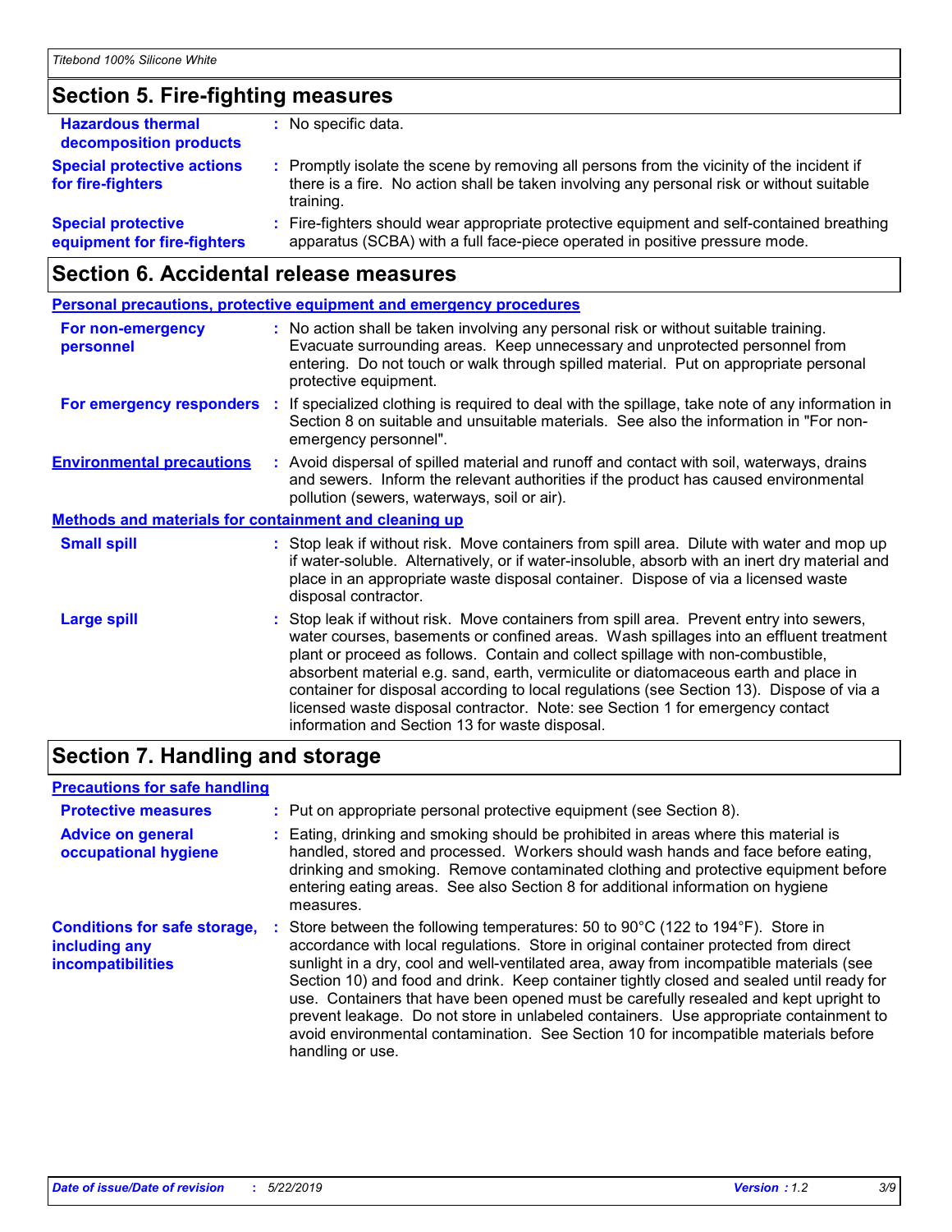## Section 5. Fire-fighting measures

| | |
|---|---|
| **Hazardous thermal decomposition products** | : No specific data. |
| **Special protective actions for fire-fighters** | : Promptly isolate the scene by removing all persons from the vicinity of the incident if there is a fire. No action shall be taken involving any personal risk or without suitable training. |
| **Special protective equipment for fire-fighters** | : Fire-fighters should wear appropriate protective equipment and self-contained breathing apparatus (SCBA) with a full face-piece operated in positive pressure mode. |

## Section 6. Accidental release measures

### Personal precautions, protective equipment and emergency procedures

| | |
|---|---|
| **For non-emergency personnel** | : No action shall be taken involving any personal risk or without suitable training. Evacuate surrounding areas. Keep unnecessary and unprotected personnel from entering. Do not touch or walk through spilled material. Put on appropriate personal protective equipment. |
| **For emergency responders** | : If specialized clothing is required to deal with the spillage, take note of any information in Section 8 on suitable and unsuitable materials. See also the information in "For non-emergency personnel". |
| **Environmental precautions** | : Avoid dispersal of spilled material and runoff and contact with soil, waterways, drains and sewers. Inform the relevant authorities if the product has caused environmental pollution (sewers, waterways, soil or air). |

### Methods and materials for containment and cleaning up

| | |
|---|---|
| **Small spill** | : Stop leak if without risk. Move containers from spill area. Dilute with water and mop up if water-soluble. Alternatively, or if water-insoluble, absorb with an inert dry material and place in an appropriate waste disposal container. Dispose of via a licensed waste disposal contractor. |
| **Large spill** | : Stop leak if without risk. Move containers from spill area. Prevent entry into sewers, water courses, basements or confined areas. Wash spillages into an effluent treatment plant or proceed as follows. Contain and collect spillage with non-combustible, absorbent material e.g. sand, earth, vermiculite or diatomaceous earth and place in container for disposal according to local regulations (see Section 13). Dispose of via a licensed waste disposal contractor. Note: see Section 1 for emergency contact information and Section 13 for waste disposal. |

## Section 7. Handling and storage

### Precautions for safe handling

| | |
|---|---|
| **Protective measures** | : Put on appropriate personal protective equipment (see Section 8). |
| **Advice on general occupational hygiene** | : Eating, drinking and smoking should be prohibited in areas where this material is handled, stored and processed. Workers should wash hands and face before eating, drinking and smoking. Remove contaminated clothing and protective equipment before entering eating areas. See also Section 8 for additional information on hygiene measures. |
| **Conditions for safe storage, including any incompatibilities** | : Store between the following temperatures: 50 to 90°C (122 to 194°F). Store in accordance with local regulations. Store in original container protected from direct sunlight in a dry, cool and well-ventilated area, away from incompatible materials (see Section 10) and food and drink. Keep container tightly closed and sealed until ready for use. Containers that have been opened must be carefully resealed and kept upright to prevent leakage. Do not store in unlabeled containers. Use appropriate containment to avoid environmental contamination. See Section 10 for incompatible materials before handling or use. |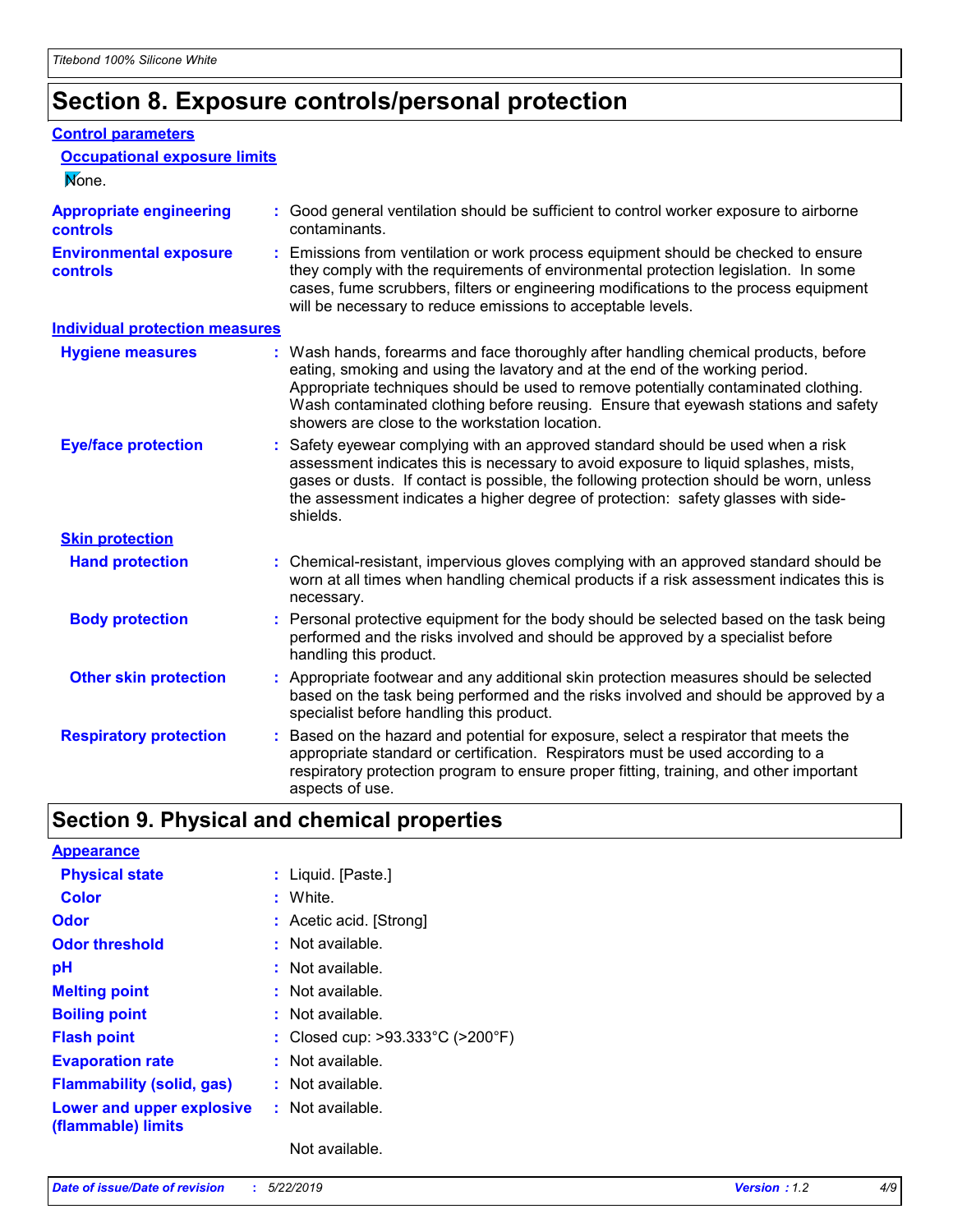## Section 8. Exposure controls/personal protection

### Control parameters

#### Occupational exposure limits

None.

**Appropriate engineering controls** : Good general ventilation should be sufficient to control worker exposure to airborne contaminants.

**Environmental exposure controls** : Emissions from ventilation or work process equipment should be checked to ensure they comply with the requirements of environmental protection legislation. In some cases, fume scrubbers, filters or engineering modifications to the process equipment will be necessary to reduce emissions to acceptable levels.

### Individual protection measures

**Hygiene measures** : Wash hands, forearms and face thoroughly after handling chemical products, before eating, smoking and using the lavatory and at the end of the working period. Appropriate techniques should be used to remove potentially contaminated clothing. Wash contaminated clothing before reusing. Ensure that eyewash stations and safety showers are close to the workstation location.

**Eye/face protection** : Safety eyewear complying with an approved standard should be used when a risk assessment indicates this is necessary to avoid exposure to liquid splashes, mists, gases or dusts. If contact is possible, the following protection should be worn, unless the assessment indicates a higher degree of protection: safety glasses with side-shields.

#### Skin protection

**Hand protection** : Chemical-resistant, impervious gloves complying with an approved standard should be worn at all times when handling chemical products if a risk assessment indicates this is necessary.

**Body protection** : Personal protective equipment for the body should be selected based on the task being performed and the risks involved and should be approved by a specialist before handling this product.

**Other skin protection** : Appropriate footwear and any additional skin protection measures should be selected based on the task being performed and the risks involved and should be approved by a specialist before handling this product.

**Respiratory protection** : Based on the hazard and potential for exposure, select a respirator that meets the appropriate standard or certification. Respirators must be used according to a respiratory protection program to ensure proper fitting, training, and other important aspects of use.

## Section 9. Physical and chemical properties

### Appearance

**Physical state** : Liquid. [Paste.]

**Color** : White.

**Odor** : Acetic acid. [Strong]

**Odor threshold** : Not available.

**pH** : Not available.

**Melting point** : Not available.

**Boiling point** : Not available.

**Flash point** : Closed cup: >93.333°C (>200°F)

**Evaporation rate** : Not available.

**Flammability (solid, gas)** : Not available.

**Lower and upper explosive (flammable) limits** : Not available.

Not available.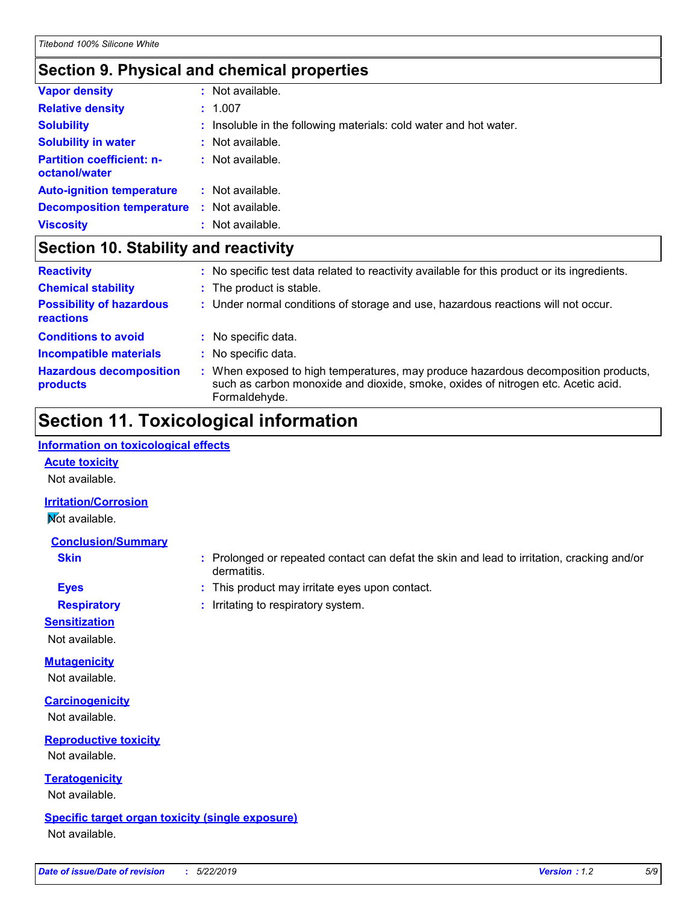## Section 9. Physical and chemical properties

**Vapor density** : Not available.

**Relative density** : 1.007

**Solubility** : Insoluble in the following materials: cold water and hot water.

**Solubility in water** : Not available.

**Partition coefficient: n-octanol/water** : Not available.

**Auto-ignition temperature** : Not available.

**Decomposition temperature** : Not available.

**Viscosity** : Not available.

## Section 10. Stability and reactivity

**Reactivity** : No specific test data related to reactivity available for this product or its ingredients.

**Chemical stability** : The product is stable.

**Possibility of hazardous reactions** : Under normal conditions of storage and use, hazardous reactions will not occur.

**Conditions to avoid** : No specific data.

**Incompatible materials** : No specific data.

**Hazardous decomposition products** : When exposed to high temperatures, may produce hazardous decomposition products, such as carbon monoxide and dioxide, smoke, oxides of nitrogen etc. Acetic acid. Formaldehyde.

## Section 11. Toxicological information

### Information on toxicological effects

#### Acute toxicity

Not available.

#### Irritation/Corrosion

Not available.

#### Conclusion/Summary

**Skin** : Prolonged or repeated contact can defat the skin and lead to irritation, cracking and/or dermatitis.

**Eyes** : This product may irritate eyes upon contact.

**Respiratory** : Irritating to respiratory system.

#### Sensitization

Not available.

#### Mutagenicity

Not available.

#### Carcinogenicity

Not available.

#### Reproductive toxicity

Not available.

#### Teratogenicity

Not available.

#### Specific target organ toxicity (single exposure)

Not available.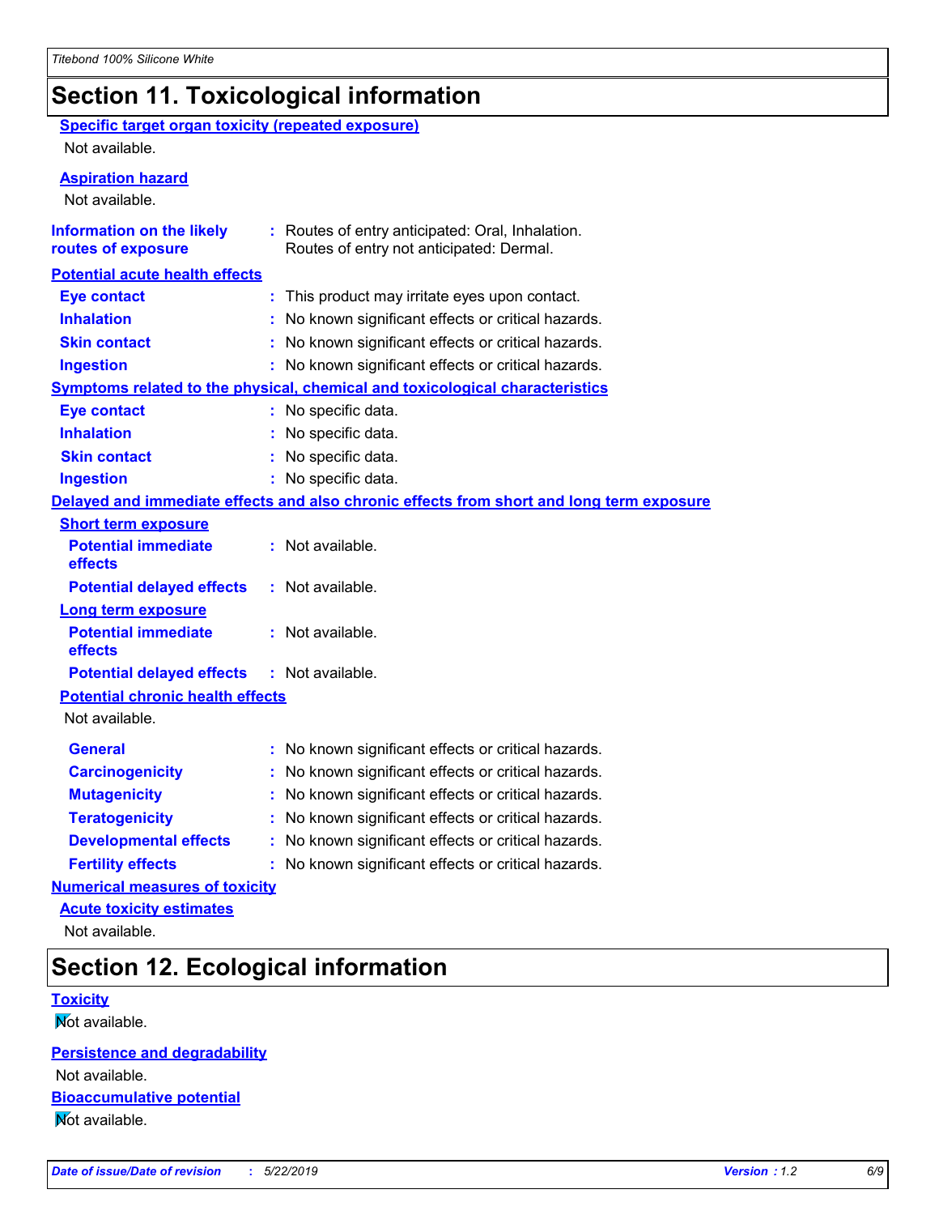## Section 11. Toxicological information

**Specific target organ toxicity (repeated exposure)**

Not available.

**Aspiration hazard**

Not available.

**Information on the likely routes of exposure** : Routes of entry anticipated: Oral, Inhalation.
Routes of entry not anticipated: Dermal.

**Potential acute health effects**

**Eye contact** : This product may irritate eyes upon contact.

**Inhalation** : No known significant effects or critical hazards.

**Skin contact** : No known significant effects or critical hazards.

**Ingestion** : No known significant effects or critical hazards.

**Symptoms related to the physical, chemical and toxicological characteristics**

**Eye contact** : No specific data.

**Inhalation** : No specific data.

**Skin contact** : No specific data.

**Ingestion** : No specific data.

**Delayed and immediate effects and also chronic effects from short and long term exposure**

**Short term exposure**

**Potential immediate effects** : Not available.

**Potential delayed effects** : Not available.

**Long term exposure**

**Potential immediate effects** : Not available.

**Potential delayed effects** : Not available.

**Potential chronic health effects**

Not available.

**General** : No known significant effects or critical hazards.

**Carcinogenicity** : No known significant effects or critical hazards.

**Mutagenicity** : No known significant effects or critical hazards.

**Teratogenicity** : No known significant effects or critical hazards.

**Developmental effects** : No known significant effects or critical hazards.

**Fertility effects** : No known significant effects or critical hazards.

**Numerical measures of toxicity**

**Acute toxicity estimates**

Not available.

## Section 12. Ecological information

**Toxicity**

Not available.

**Persistence and degradability**

Not available.

**Bioaccumulative potential**

Not available.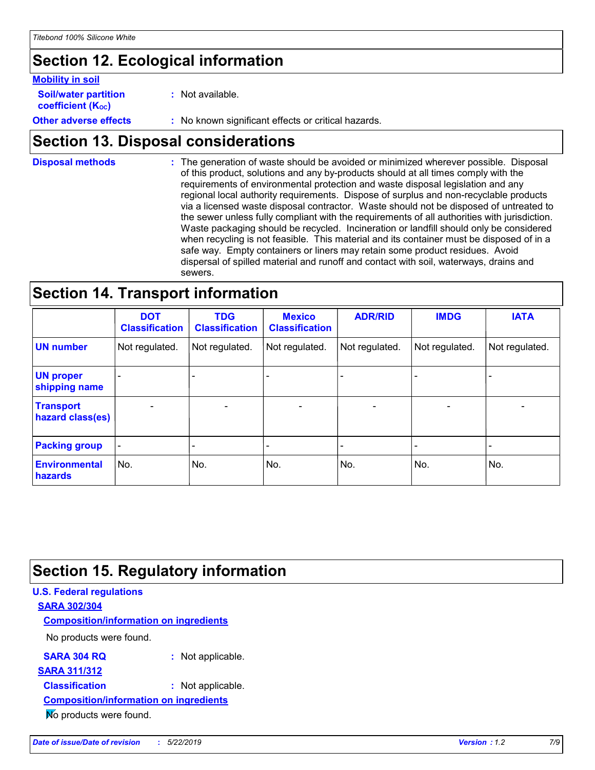## Section 12. Ecological information

**Mobility in soil**

**Soil/water partition coefficient ($K_{OC}$)** : Not available.

**Other adverse effects** : No known significant effects or critical hazards.

## Section 13. Disposal considerations

**Disposal methods** : The generation of waste should be avoided or minimized wherever possible. Disposal of this product, solutions and any by-products should at all times comply with the requirements of environmental protection and waste disposal legislation and any regional local authority requirements. Dispose of surplus and non-recyclable products via a licensed waste disposal contractor. Waste should not be disposed of untreated to the sewer unless fully compliant with the requirements of all authorities with jurisdiction. Waste packaging should be recycled. Incineration or landfill should only be considered when recycling is not feasible. This material and its container must be disposed of in a safe way. Empty containers or liners may retain some product residues. Avoid dispersal of spilled material and runoff and contact with soil, waterways, drains and sewers.

## Section 14. Transport information

| | DOT Classification | TDG Classification | Mexico Classification | ADR/RID | IMDG | IATA |
|---|---|---|---|---|---|---|
| **UN number** | Not regulated. | Not regulated. | Not regulated. | Not regulated. | Not regulated. | Not regulated. |
| **UN proper shipping name** | - | - | - | - | - | - |
| **Transport hazard class(es)** | - | - | - | - | - | - |
| **Packing group** | - | - | - | - | - | - |
| **Environmental hazards** | No. | No. | No. | No. | No. | No. |

## Section 15. Regulatory information

**U.S. Federal regulations**

**SARA 302/304**

**Composition/information on ingredients**

No products were found.

**SARA 304 RQ** : Not applicable.

**SARA 311/312**

**Classification** : Not applicable.

**Composition/information on ingredients**

No products were found.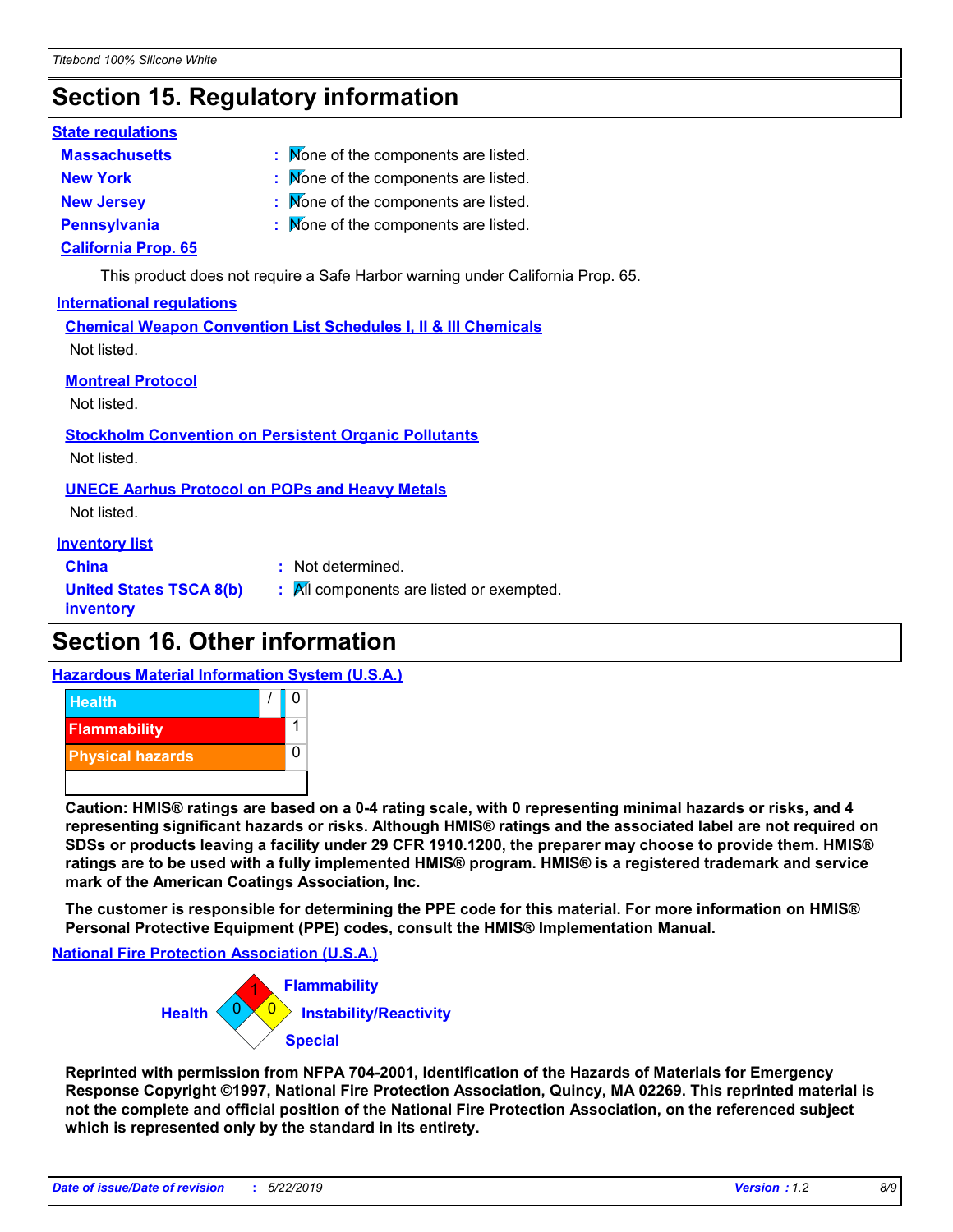# Section 15. Regulatory information

**State regulations**

**Massachusetts** : None of the components are listed.

**New York** : None of the components are listed.

**New Jersey** : None of the components are listed.

**Pennsylvania** : None of the components are listed.

**California Prop. 65**

This product does not require a Safe Harbor warning under California Prop. 65.

**International regulations**

**Chemical Weapon Convention List Schedules I, II & III Chemicals**

Not listed.

**Montreal Protocol**

Not listed.

**Stockholm Convention on Persistent Organic Pollutants**

Not listed.

**UNECE Aarhus Protocol on POPs and Heavy Metals**

Not listed.

**Inventory list**

**China** : Not determined.

**United States TSCA 8(b) inventory** : All components are listed or exempted.

# Section 16. Other information

**Hazardous Material Information System (U.S.A.)**

| | |
|---|---|
| Health | / 0 |
| Flammability | 1 |
| Physical hazards | 0 |

**Caution: HMIS® ratings are based on a 0-4 rating scale, with 0 representing minimal hazards or risks, and 4 representing significant hazards or risks. Although HMIS® ratings and the associated label are not required on SDSs or products leaving a facility under 29 CFR 1910.1200, the preparer may choose to provide them. HMIS® ratings are to be used with a fully implemented HMIS® program. HMIS® is a registered trademark and service mark of the American Coatings Association, Inc.**

**The customer is responsible for determining the PPE code for this material. For more information on HMIS® Personal Protective Equipment (PPE) codes, consult the HMIS® Implementation Manual.**

**National Fire Protection Association (U.S.A.)**

| | |
|---|---|
| Health | 0 |
| Flammability | 1 |
| Instability/Reactivity | 0 |
| Special | |

**Reprinted with permission from NFPA 704-2001, Identification of the Hazards of Materials for Emergency Response Copyright ©1997, National Fire Protection Association, Quincy, MA 02269. This reprinted material is not the complete and official position of the National Fire Protection Association, on the referenced subject which is represented only by the standard in its entirety.**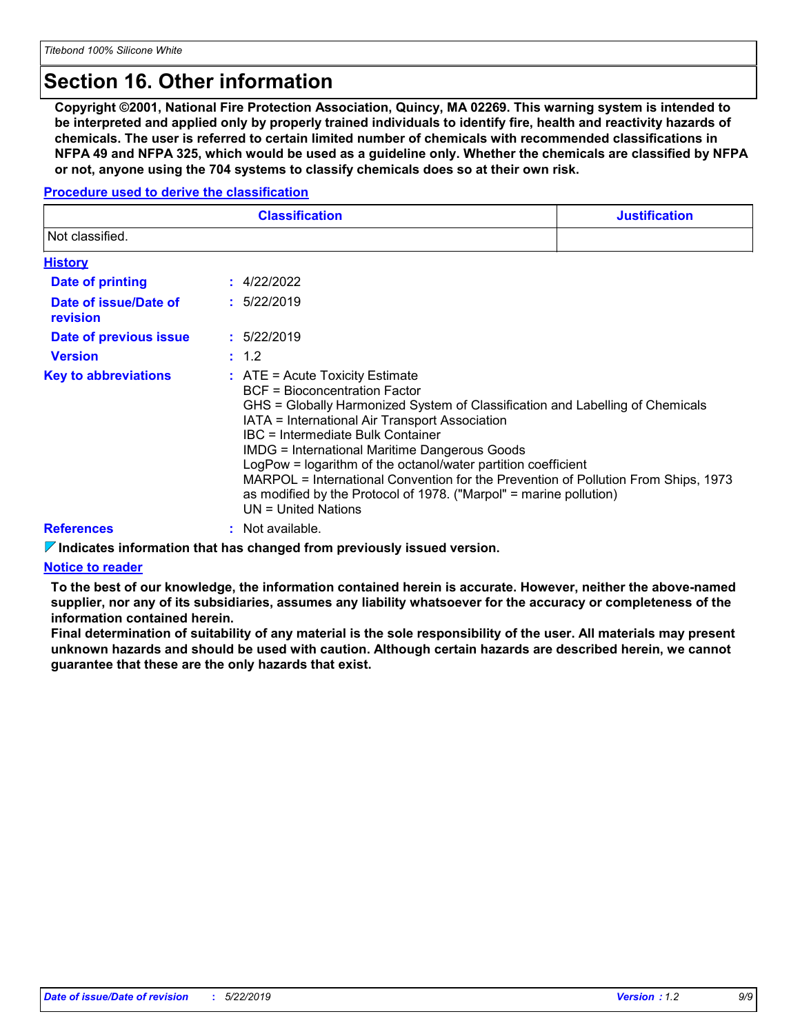## Section 16. Other information

**Copyright ©2001, National Fire Protection Association, Quincy, MA 02269. This warning system is intended to be interpreted and applied only by properly trained individuals to identify fire, health and reactivity hazards of chemicals. The user is referred to certain limited number of chemicals with recommended classifications in NFPA 49 and NFPA 325, which would be used as a guideline only. Whether the chemicals are classified by NFPA or not, anyone using the 704 systems to classify chemicals does so at their own risk.**

**Procedure used to derive the classification**

| Classification | Justification |
|---|---|
| Not classified. | |

**History**

**Date of printing** : 4/22/2022

**Date of issue/Date of revision** : 5/22/2019

**Date of previous issue** : 5/22/2019

**Version** : 1.2

**Key to abbreviations** : ATE = Acute Toxicity Estimate
BCF = Bioconcentration Factor
GHS = Globally Harmonized System of Classification and Labelling of Chemicals
IATA = International Air Transport Association
IBC = Intermediate Bulk Container
IMDG = International Maritime Dangerous Goods
LogPow = logarithm of the octanol/water partition coefficient
MARPOL = International Convention for the Prevention of Pollution From Ships, 1973 as modified by the Protocol of 1978. ("Marpol" = marine pollution)
UN = United Nations

**References** : Not available.

**Indicates information that has changed from previously issued version.**

**Notice to reader**

**To the best of our knowledge, the information contained herein is accurate. However, neither the above-named supplier, nor any of its subsidiaries, assumes any liability whatsoever for the accuracy or completeness of the information contained herein.**

**Final determination of suitability of any material is the sole responsibility of the user. All materials may present unknown hazards and should be used with caution. Although certain hazards are described herein, we cannot guarantee that these are the only hazards that exist.**